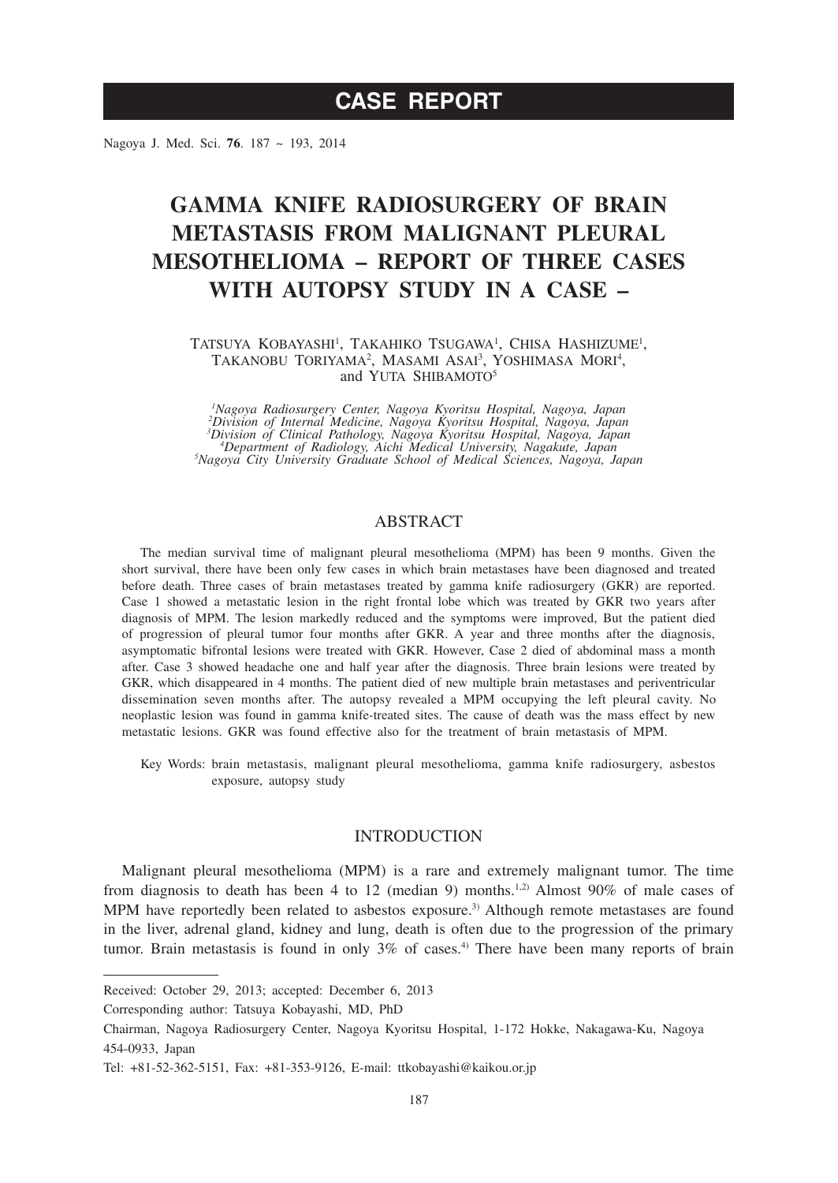# CASE REPORT

# GAMMA KNIFE RADIOSURGERY OF BRAIN METASTASIS FROM MALIGNANT PLEURAL MESOTHELIOMA – REPORT OF THREE CASES WITH AUTOPSY STUDY IN A CASE –

Tatsuya Kobayashi[1], Takahiko Tsugawa[1], Chisa Hashizume[1], Takanobu Toriyama[2], Masami Asai[3], Yoshimasa Mori[4], and Yuta Shibamoto[5]

*[1]Nagoya Radiosurgery Center, Nagoya Kyoritsu Hospital, Nagoya, Japan*
*[2]Division of Internal Medicine, Nagoya Kyoritsu Hospital, Nagoya, Japan*
*[3]Division of Clinical Pathology, Nagoya Kyoritsu Hospital, Nagoya, Japan*
*[4]Department of Radiology, Aichi Medical University, Nagakute, Japan*
*[5]Nagoya City University Graduate School of Medical Sciences, Nagoya, Japan*

## ABSTRACT

The median survival time of malignant pleural mesothelioma (MPM) has been 9 months. Given the short survival, there have been only few cases in which brain metastases have been diagnosed and treated before death. Three cases of brain metastases treated by gamma knife radiosurgery (GKR) are reported. Case 1 showed a metastatic lesion in the right frontal lobe which was treated by GKR two years after diagnosis of MPM. The lesion markedly reduced and the symptoms were improved, But the patient died of progression of pleural tumor four months after GKR. A year and three months after the diagnosis, asymptomatic bifrontal lesions were treated with GKR. However, Case 2 died of abdominal mass a month after. Case 3 showed headache one and half year after the diagnosis. Three brain lesions were treated by GKR, which disappeared in 4 months. The patient died of new multiple brain metastases and periventricular dissemination seven months after. The autopsy revealed a MPM occupying the left pleural cavity. No neoplastic lesion was found in gamma knife-treated sites. The cause of death was the mass effect by new metastatic lesions. GKR was found effective also for the treatment of brain metastasis of MPM.

Key Words: brain metastasis, malignant pleural mesothelioma, gamma knife radiosurgery, asbestos exposure, autopsy study

## INTRODUCTION

Malignant pleural mesothelioma (MPM) is a rare and extremely malignant tumor. The time from diagnosis to death has been 4 to 12 (median 9) months.[1,2] Almost 90% of male cases of MPM have reportedly been related to asbestos exposure.[3] Although remote metastases are found in the liver, adrenal gland, kidney and lung, death is often due to the progression of the primary tumor. Brain metastasis is found in only 3% of cases.[4] There have been many reports of brain

Received: October 29, 2013; accepted: December 6, 2013

Corresponding author: Tatsuya Kobayashi, MD, PhD

Chairman, Nagoya Radiosurgery Center, Nagoya Kyoritsu Hospital, 1-172 Hokke, Nakagawa-Ku, Nagoya 454-0933, Japan

Tel: +81-52-362-5151, Fax: +81-353-9126, E-mail: ttkobayashi@kaikou.or.jp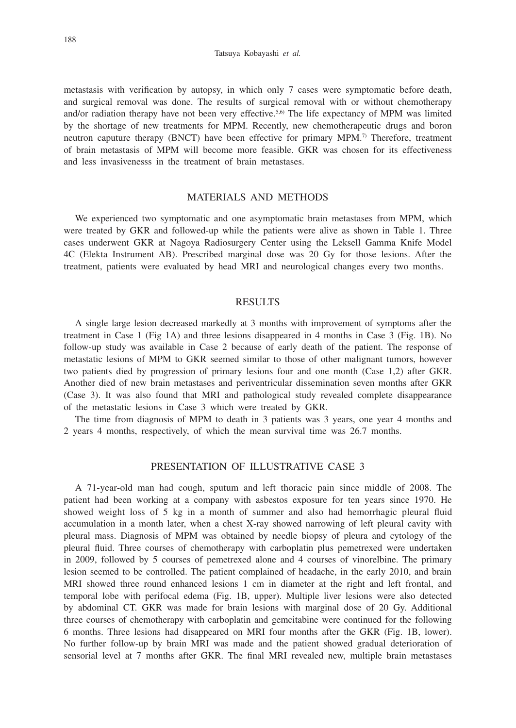metastasis with verification by autopsy, in which only 7 cases were symptomatic before death, and surgical removal was done. The results of surgical removal with or without chemotherapy and/or radiation therapy have not been very effective.[5,6] The life expectancy of MPM was limited by the shortage of new treatments for MPM. Recently, new chemotherapeutic drugs and boron neutron caputure therapy (BNCT) have been effective for primary MPM.[7] Therefore, treatment of brain metastasis of MPM will become more feasible. GKR was chosen for its effectiveness and less invasivenesss in the treatment of brain metastases.

## MATERIALS AND METHODS

We experienced two symptomatic and one asymptomatic brain metastases from MPM, which were treated by GKR and followed-up while the patients were alive as shown in Table 1. Three cases underwent GKR at Nagoya Radiosurgery Center using the Leksell Gamma Knife Model 4C (Elekta Instrument AB). Prescribed marginal dose was 20 Gy for those lesions. After the treatment, patients were evaluated by head MRI and neurological changes every two months.

## RESULTS

A single large lesion decreased markedly at 3 months with improvement of symptoms after the treatment in Case 1 (Fig 1A) and three lesions disappeared in 4 months in Case 3 (Fig. 1B). No follow-up study was available in Case 2 because of early death of the patient. The response of metastatic lesions of MPM to GKR seemed similar to those of other malignant tumors, however two patients died by progression of primary lesions four and one month (Case 1,2) after GKR. Another died of new brain metastases and periventricular dissemination seven months after GKR (Case 3). It was also found that MRI and pathological study revealed complete disappearance of the metastatic lesions in Case 3 which were treated by GKR.

The time from diagnosis of MPM to death in 3 patients was 3 years, one year 4 months and 2 years 4 months, respectively, of which the mean survival time was 26.7 months.

## PRESENTATION OF ILLUSTRATIVE CASE 3

A 71-year-old man had cough, sputum and left thoracic pain since middle of 2008. The patient had been working at a company with asbestos exposure for ten years since 1970. He showed weight loss of 5 kg in a month of summer and also had hemorrhagic pleural fluid accumulation in a month later, when a chest X-ray showed narrowing of left pleural cavity with pleural mass. Diagnosis of MPM was obtained by needle biopsy of pleura and cytology of the pleural fluid. Three courses of chemotherapy with carboplatin plus pemetrexed were undertaken in 2009, followed by 5 courses of pemetrexed alone and 4 courses of vinorelbine. The primary lesion seemed to be controlled. The patient complained of headache, in the early 2010, and brain MRI showed three round enhanced lesions 1 cm in diameter at the right and left frontal, and temporal lobe with perifocal edema (Fig. 1B, upper). Multiple liver lesions were also detected by abdominal CT. GKR was made for brain lesions with marginal dose of 20 Gy. Additional three courses of chemotherapy with carboplatin and gemcitabine were continued for the following 6 months. Three lesions had disappeared on MRI four months after the GKR (Fig. 1B, lower). No further follow-up by brain MRI was made and the patient showed gradual deterioration of sensorial level at 7 months after GKR. The final MRI revealed new, multiple brain metastases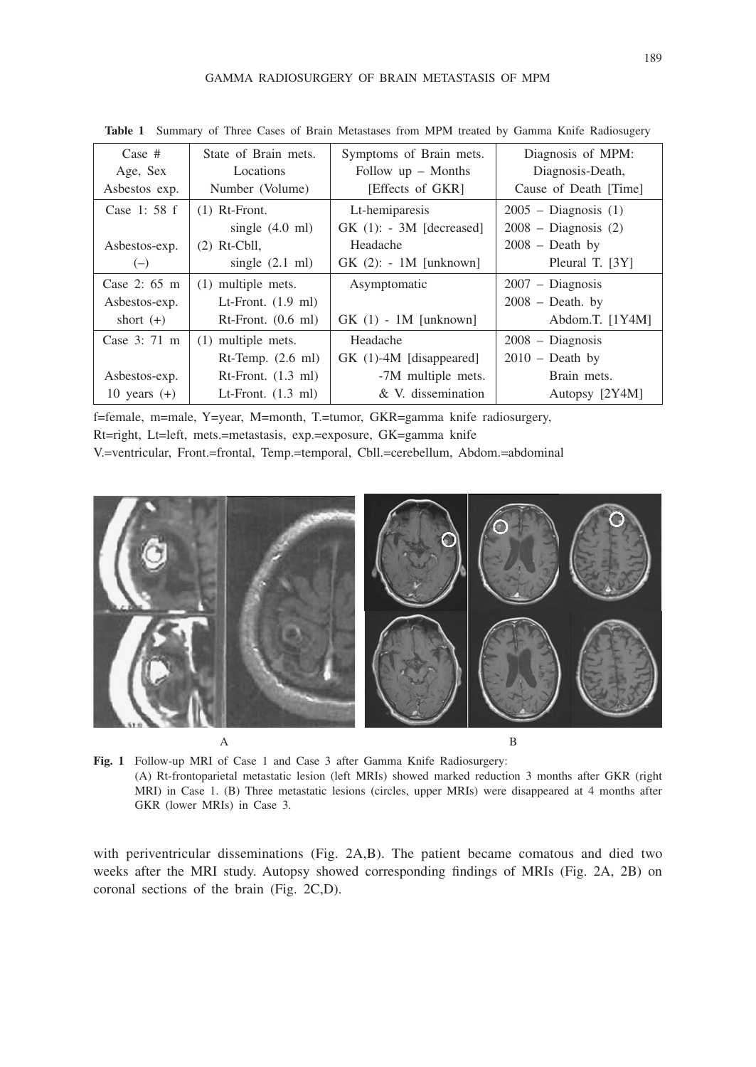**Table 1** Summary of Three Cases of Brain Metastases from MPM treated by Gamma Knife Radiosugery

| Case #<br>Age, Sex<br>Asbestos exp. | State of Brain mets.<br>Locations<br>Number (Volume) | Symptoms of Brain mets.<br>Follow up – Months<br>[Effects of GKR] | Diagnosis of MPM:<br>Diagnosis-Death,<br>Cause of Death [Time] |
|---|---|---|---|
| Case 1: 58 f<br><br>Asbestos-exp.<br>(–) | (1) Rt-Front.<br>single (4.0 ml)<br>(2) Rt-Cbll,<br>single (2.1 ml) | Lt-hemiparesis<br>GK (1): - 3M [decreased]<br>Headache<br>GK (2): - 1M [unknown] | 2005 – Diagnosis (1)<br>2008 – Diagnosis (2)<br>2008 – Death by<br>Pleural T. [3Y] |
| Case 2: 65 m<br>Asbestos-exp.<br>short (+) | (1) multiple mets.<br>Lt-Front. (1.9 ml)<br>Rt-Front. (0.6 ml) | Asymptomatic<br><br>GK (1) - 1M [unknown] | 2007 – Diagnosis<br>2008 – Death. by<br>Abdom.T. [1Y4M] |
| Case 3: 71 m<br><br>Asbestos-exp.<br>10 years (+) | (1) multiple mets.<br>Rt-Temp. (2.6 ml)<br>Rt-Front. (1.3 ml)<br>Lt-Front. (1.3 ml) | Headache<br>GK (1)-4M [disappeared]<br>-7M multiple mets.<br>& V. dissemination | 2008 – Diagnosis<br>2010 – Death by<br>Brain mets.<br>Autopsy [2Y4M] |

f=female, m=male, Y=year, M=month, T.=tumor, GKR=gamma knife radiosurgery,
Rt=right, Lt=left, mets.=metastasis, exp.=exposure, GK=gamma knife
V.=ventricular, Front.=frontal, Temp.=temporal, Cbll.=cerebellum, Abdom.=abdominal

A B

**Fig. 1** Follow-up MRI of Case 1 and Case 3 after Gamma Knife Radiosurgery:
(A) Rt-frontoparietal metastatic lesion (left MRIs) showed marked reduction 3 months after GKR (right MRI) in Case 1. (B) Three metastatic lesions (circles, upper MRIs) were disappeared at 4 months after GKR (lower MRIs) in Case 3.

with periventricular disseminations (Fig. 2A,B). The patient became comatous and died two weeks after the MRI study. Autopsy showed corresponding findings of MRIs (Fig. 2A, 2B) on coronal sections of the brain (Fig. 2C,D).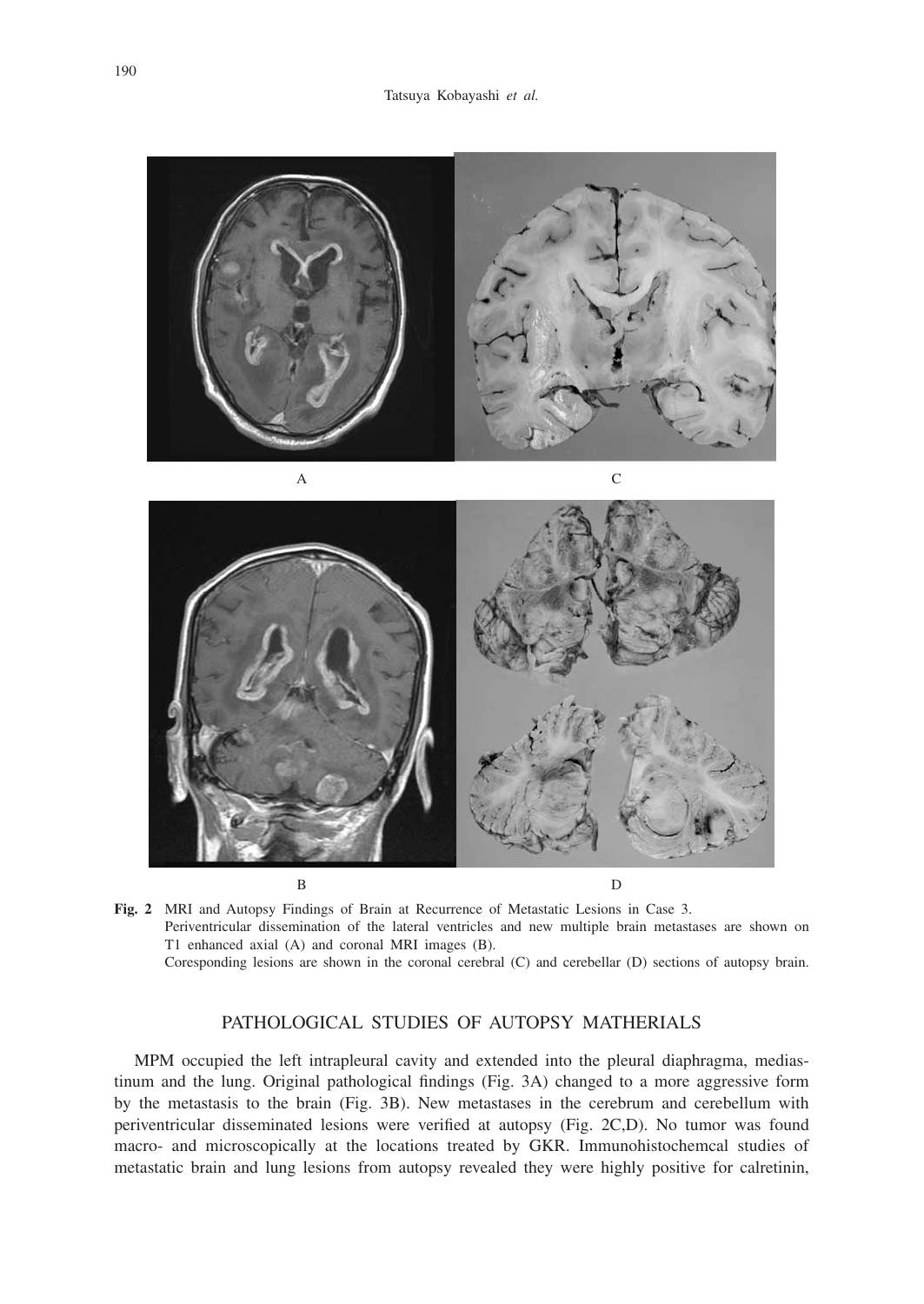A

C

B

D

**Fig. 2** MRI and Autopsy Findings of Brain at Recurrence of Metastatic Lesions in Case 3.
Periventricular dissemination of the lateral ventricles and new multiple brain metastases are shown on T1 enhanced axial (A) and coronal MRI images (B).
Coresponding lesions are shown in the coronal cerebral (C) and cerebellar (D) sections of autopsy brain.

## PATHOLOGICAL STUDIES OF AUTOPSY MATHERIALS

MPM occupied the left intrapleural cavity and extended into the pleural diaphragma, mediastinum and the lung. Original pathological findings (Fig. 3A) changed to a more aggressive form by the metastasis to the brain (Fig. 3B). New metastases in the cerebrum and cerebellum with periventricular disseminated lesions were verified at autopsy (Fig. 2C,D). No tumor was found macro- and microscopically at the locations treated by GKR. Immunohistochemcal studies of metastatic brain and lung lesions from autopsy revealed they were highly positive for calretinin,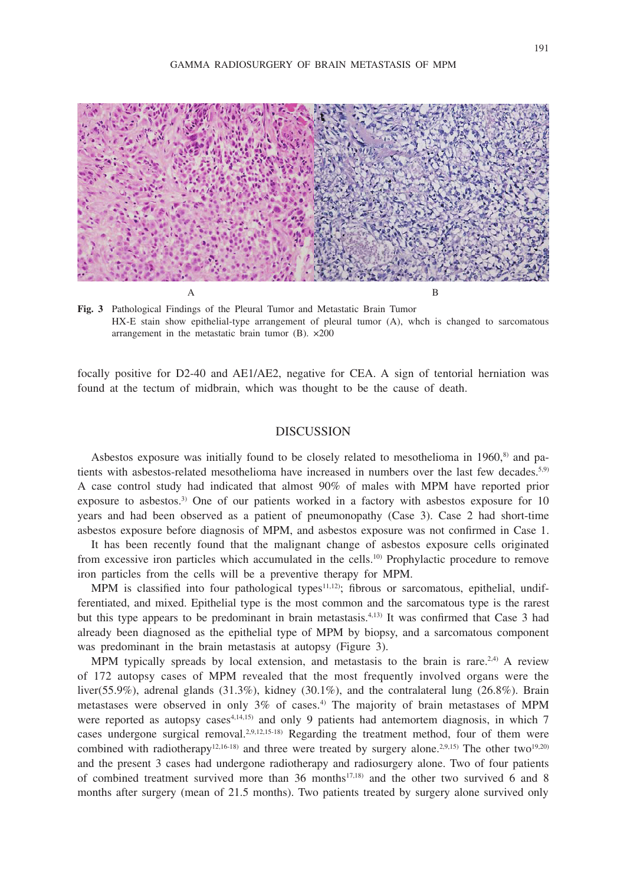A B

**Fig. 3** Pathological Findings of the Pleural Tumor and Metastatic Brain Tumor
HX-E stain show epithelial-type arrangement of pleural tumor (A), whch is changed to sarcomatous arrangement in the metastatic brain tumor (B). ×200

focally positive for D2-40 and AE1/AE2, negative for CEA. A sign of tentorial herniation was found at the tectum of midbrain, which was thought to be the cause of death.

## DISCUSSION

Asbestos exposure was initially found to be closely related to mesothelioma in 1960,[8] and patients with asbestos-related mesothelioma have increased in numbers over the last few decades.[5,9] A case control study had indicated that almost 90% of males with MPM have reported prior exposure to asbestos.[3] One of our patients worked in a factory with asbestos exposure for 10 years and had been observed as a patient of pneumonopathy (Case 3). Case 2 had short-time asbestos exposure before diagnosis of MPM, and asbestos exposure was not confirmed in Case 1.

It has been recently found that the malignant change of asbestos exposure cells originated from excessive iron particles which accumulated in the cells.[10] Prophylactic procedure to remove iron particles from the cells will be a preventive therapy for MPM.

MPM is classified into four pathological types[11,12]; fibrous or sarcomatous, epithelial, undifferentiated, and mixed. Epithelial type is the most common and the sarcomatous type is the rarest but this type appears to be predominant in brain metastasis.[4,13] It was confirmed that Case 3 had already been diagnosed as the epithelial type of MPM by biopsy, and a sarcomatous component was predominant in the brain metastasis at autopsy (Figure 3).

MPM typically spreads by local extension, and metastasis to the brain is rare.[2,4] A review of 172 autopsy cases of MPM revealed that the most frequently involved organs were the liver(55.9%), adrenal glands (31.3%), kidney (30.1%), and the contralateral lung (26.8%). Brain metastases were observed in only 3% of cases.[4] The majority of brain metastases of MPM were reported as autopsy cases[4,14,15] and only 9 patients had antemortem diagnosis, in which 7 cases undergone surgical removal.[2,9,12,15-18] Regarding the treatment method, four of them were combined with radiotherapy[12,16-18] and three were treated by surgery alone.[2,9,15] The other two[19,20] and the present 3 cases had undergone radiotherapy and radiosurgery alone. Two of four patients of combined treatment survived more than 36 months[17,18] and the other two survived 6 and 8 months after surgery (mean of 21.5 months). Two patients treated by surgery alone survived only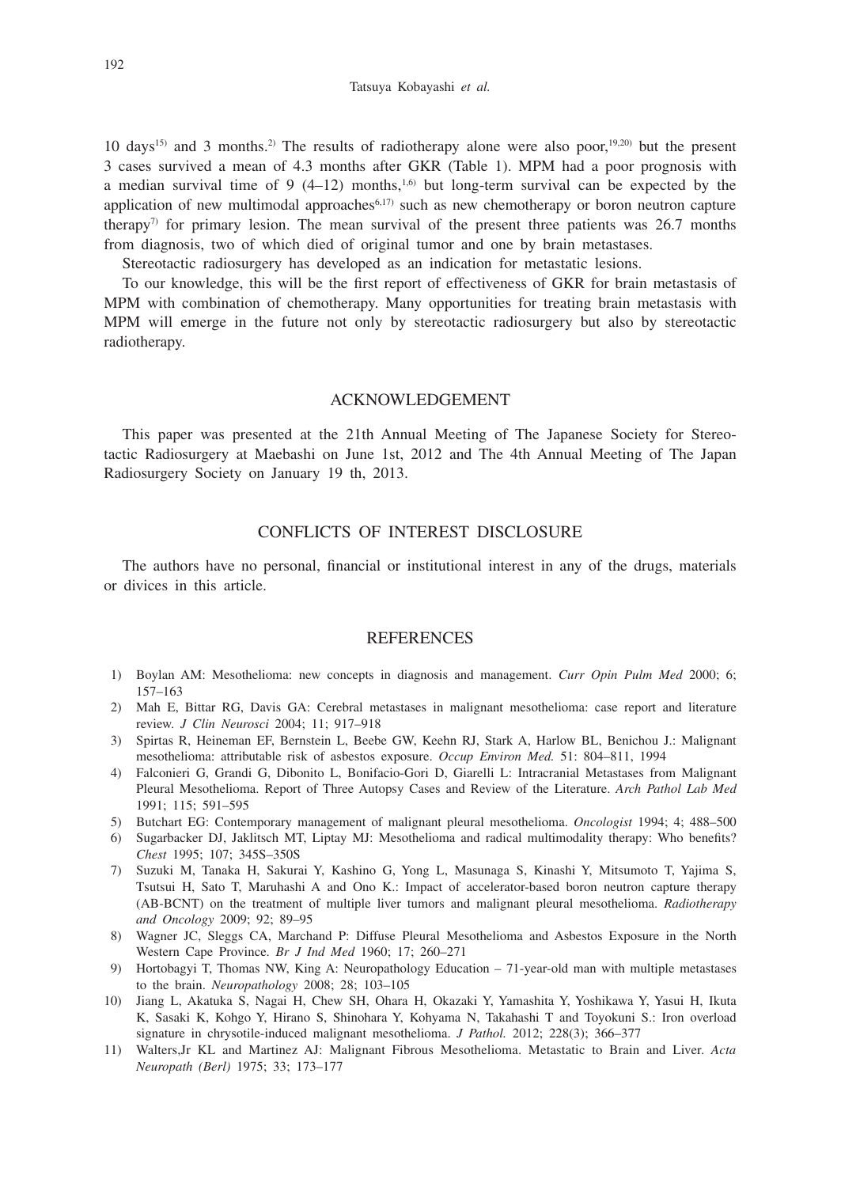10 days[15] and 3 months.[2] The results of radiotherapy alone were also poor,[19,20] but the present 3 cases survived a mean of 4.3 months after GKR (Table 1). MPM had a poor prognosis with a median survival time of 9 (4–12) months,[1,6] but long-term survival can be expected by the application of new multimodal approaches[6,17] such as new chemotherapy or boron neutron capture therapy[7] for primary lesion. The mean survival of the present three patients was 26.7 months from diagnosis, two of which died of original tumor and one by brain metastases.

Stereotactic radiosurgery has developed as an indication for metastatic lesions.

To our knowledge, this will be the first report of effectiveness of GKR for brain metastasis of MPM with combination of chemotherapy. Many opportunities for treating brain metastasis with MPM will emerge in the future not only by stereotactic radiosurgery but also by stereotactic radiotherapy.

## ACKNOWLEDGEMENT

This paper was presented at the 21th Annual Meeting of The Japanese Society for Stereotactic Radiosurgery at Maebashi on June 1st, 2012 and The 4th Annual Meeting of The Japan Radiosurgery Society on January 19 th, 2013.

## CONFLICTS OF INTEREST DISCLOSURE

The authors have no personal, financial or institutional interest in any of the drugs, materials or divices in this article.

## REFERENCES

1) Boylan AM: Mesothelioma: new concepts in diagnosis and management. *Curr Opin Pulm Med* 2000; 6; 157–163
2) Mah E, Bittar RG, Davis GA: Cerebral metastases in malignant mesothelioma: case report and literature review. *J Clin Neurosci* 2004; 11; 917–918
3) Spirtas R, Heineman EF, Bernstein L, Beebe GW, Keehn RJ, Stark A, Harlow BL, Benichou J.: Malignant mesothelioma: attributable risk of asbestos exposure. *Occup Environ Med.* 51: 804–811, 1994
4) Falconieri G, Grandi G, Dibonito L, Bonifacio-Gori D, Giarelli L: Intracranial Metastases from Malignant Pleural Mesothelioma. Report of Three Autopsy Cases and Review of the Literature. *Arch Pathol Lab Med* 1991; 115; 591–595
5) Butchart EG: Contemporary management of malignant pleural mesothelioma. *Oncologist* 1994; 4; 488–500
6) Sugarbacker DJ, Jaklitsch MT, Liptay MJ: Mesothelioma and radical multimodality therapy: Who benefits? *Chest* 1995; 107; 345S–350S
7) Suzuki M, Tanaka H, Sakurai Y, Kashino G, Yong L, Masunaga S, Kinashi Y, Mitsumoto T, Yajima S, Tsutsui H, Sato T, Maruhashi A and Ono K.: Impact of accelerator-based boron neutron capture therapy (AB-BCNT) on the treatment of multiple liver tumors and malignant pleural mesothelioma. *Radiotherapy and Oncology* 2009; 92; 89–95
8) Wagner JC, Sleggs CA, Marchand P: Diffuse Pleural Mesothelioma and Asbestos Exposure in the North Western Cape Province. *Br J Ind Med* 1960; 17; 260–271
9) Hortobagyi T, Thomas NW, King A: Neuropathology Education – 71-year-old man with multiple metastases to the brain. *Neuropathology* 2008; 28; 103–105
10) Jiang L, Akatuka S, Nagai H, Chew SH, Ohara H, Okazaki Y, Yamashita Y, Yoshikawa Y, Yasui H, Ikuta K, Sasaki K, Kohgo Y, Hirano S, Shinohara Y, Kohyama N, Takahashi T and Toyokuni S.: Iron overload signature in chrysotile-induced malignant mesothelioma. *J Pathol.* 2012; 228(3); 366–377
11) Walters,Jr KL and Martinez AJ: Malignant Fibrous Mesothelioma. Metastatic to Brain and Liver. *Acta Neuropath (Berl)* 1975; 33; 173–177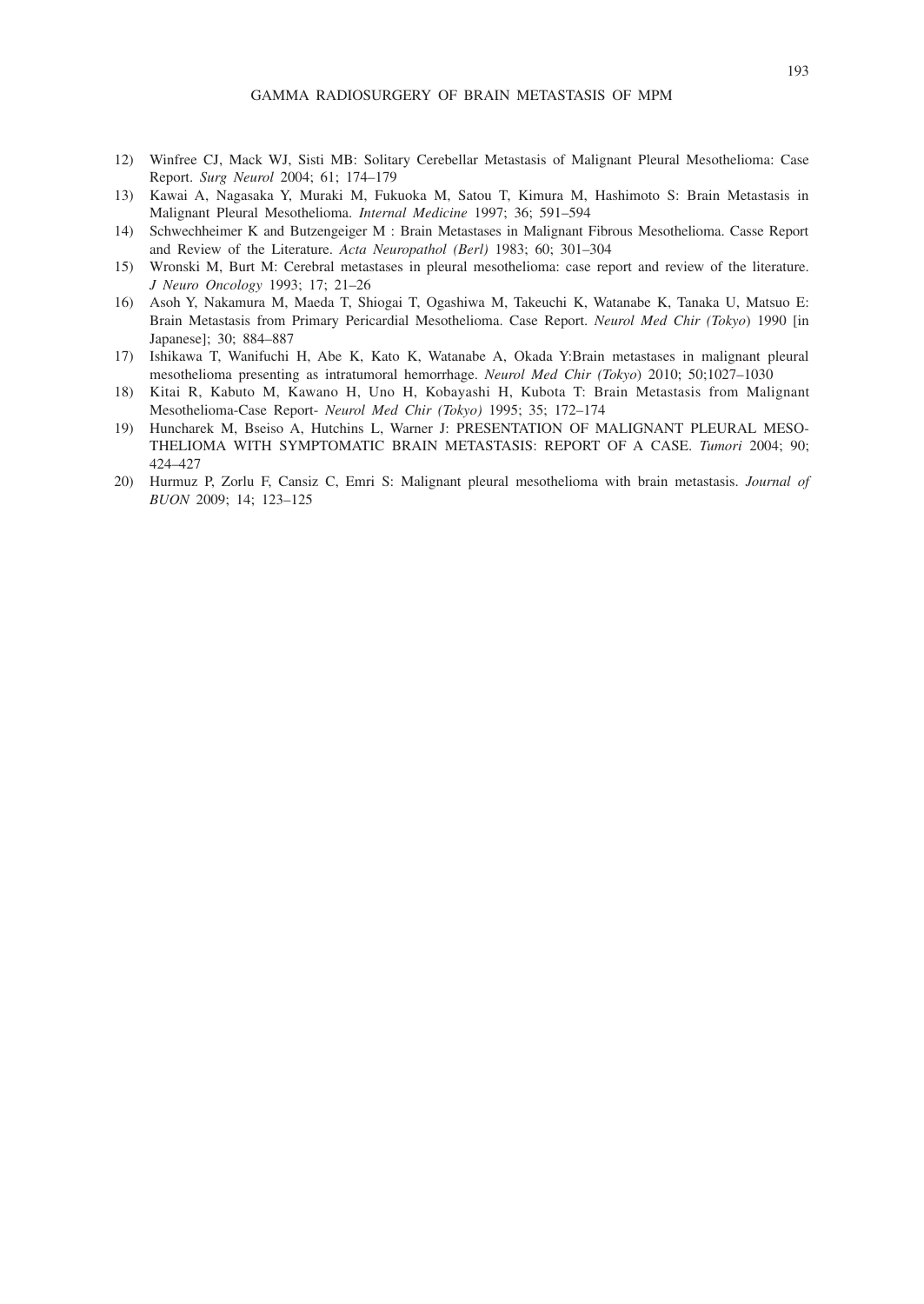12) Winfree CJ, Mack WJ, Sisti MB: Solitary Cerebellar Metastasis of Malignant Pleural Mesothelioma: Case Report. *Surg Neurol* 2004; 61; 174–179
13) Kawai A, Nagasaka Y, Muraki M, Fukuoka M, Satou T, Kimura M, Hashimoto S: Brain Metastasis in Malignant Pleural Mesothelioma. *Internal Medicine* 1997; 36; 591–594
14) Schwechheimer K and Butzengeiger M : Brain Metastases in Malignant Fibrous Mesothelioma. Casse Report and Review of the Literature. *Acta Neuropathol (Berl)* 1983; 60; 301–304
15) Wronski M, Burt M: Cerebral metastases in pleural mesothelioma: case report and review of the literature. *J Neuro Oncology* 1993; 17; 21–26
16) Asoh Y, Nakamura M, Maeda T, Shiogai T, Ogashiwa M, Takeuchi K, Watanabe K, Tanaka U, Matsuo E: Brain Metastasis from Primary Pericardial Mesothelioma. Case Report. *Neurol Med Chir (Tokyo)* 1990 [in Japanese]; 30; 884–887
17) Ishikawa T, Wanifuchi H, Abe K, Kato K, Watanabe A, Okada Y:Brain metastases in malignant pleural mesothelioma presenting as intratumoral hemorrhage. *Neurol Med Chir (Tokyo)* 2010; 50;1027–1030
18) Kitai R, Kabuto M, Kawano H, Uno H, Kobayashi H, Kubota T: Brain Metastasis from Malignant Mesothelioma-Case Report- *Neurol Med Chir (Tokyo)* 1995; 35; 172–174
19) Huncharek M, Bseiso A, Hutchins L, Warner J: PRESENTATION OF MALIGNANT PLEURAL MESOTHELIOMA WITH SYMPTOMATIC BRAIN METASTASIS: REPORT OF A CASE. *Tumori* 2004; 90; 424–427
20) Hurmuz P, Zorlu F, Cansiz C, Emri S: Malignant pleural mesothelioma with brain metastasis. *Journal of BUON* 2009; 14; 123–125